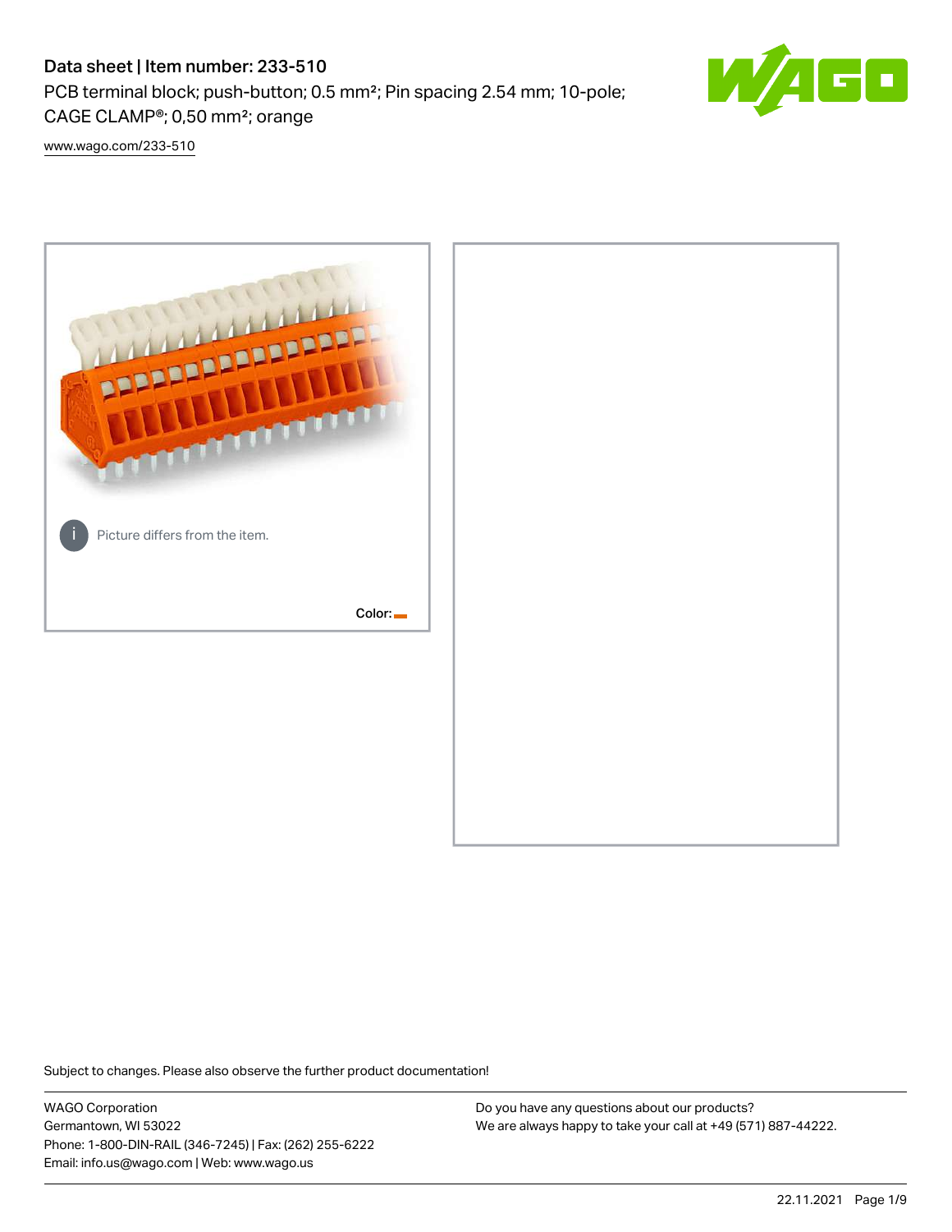# Data sheet | Item number: 233-510

PCB terminal block; push-button; 0.5 mm²; Pin spacing 2.54 mm; 10-pole; CAGE CLAMP®; 0,50 mm²; orange

[www.wago.com/233-510](www.wago.com/233-510)

Picture differs from the item.

Color:

Subject to changes. Please also observe the further product documentation!

WAGO Corporation
Germantown, WI 53022
Phone: 1-800-DIN-RAIL (346-7245) | Fax: (262) 255-6222
Email: info.us@wago.com | Web: www.wago.us

Do you have any questions about our products?
We are always happy to take your call at +49 (571) 887-44222.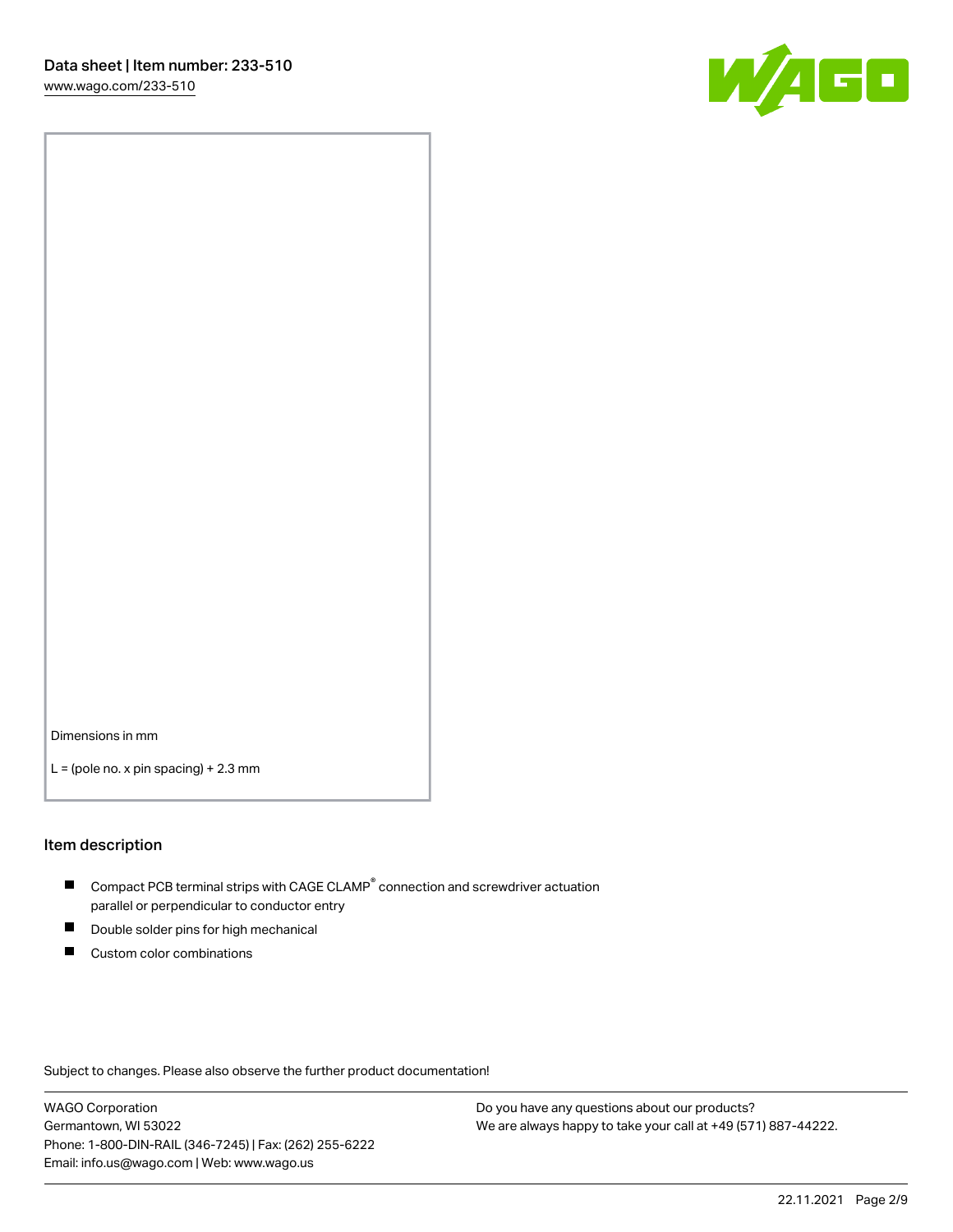Dimensions in mm

L = (pole no. x pin spacing) + 2.3 mm

## Item description

- Compact PCB terminal strips with CAGE CLAMP® connection and screwdriver actuation parallel or perpendicular to conductor entry
- Double solder pins for high mechanical
- Custom color combinations

Subject to changes. Please also observe the further product documentation!

WAGO Corporation
Germantown, WI 53022
Phone: 1-800-DIN-RAIL (346-7245) | Fax: (262) 255-6222
Email: info.us@wago.com | Web: www.wago.us

Do you have any questions about our products?
We are always happy to take your call at +49 (571) 887-44222.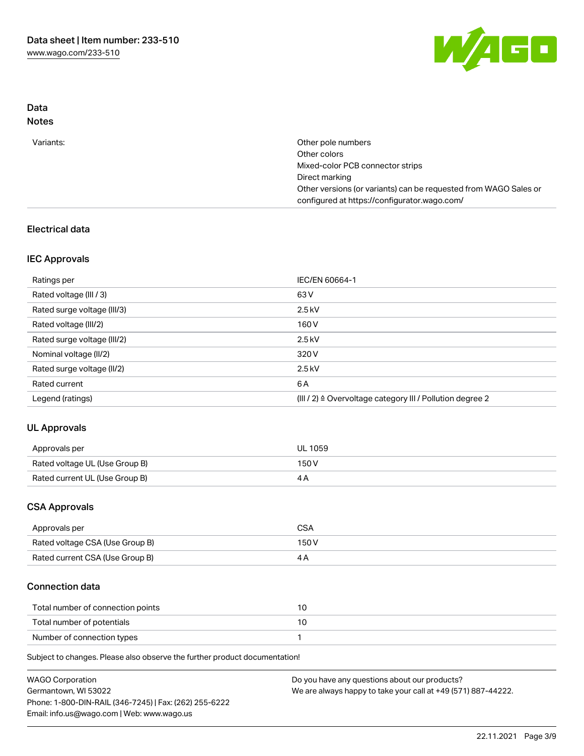## Data
### Notes

| | |
|---|---|
| Variants: | Other pole numbers<br>Other colors<br>Mixed-color PCB connector strips<br>Direct marking<br>Other versions (or variants) can be requested from WAGO Sales or configured at https://configurator.wago.com/ |

### Electrical data

#### IEC Approvals

| | |
|---|---|
| Ratings per | IEC/EN 60664-1 |
| Rated voltage (III / 3) | 63 V |
| Rated surge voltage (III/3) | 2.5 kV |
| Rated voltage (III/2) | 160 V |
| Rated surge voltage (III/2) | 2.5 kV |
| Nominal voltage (II/2) | 320 V |
| Rated surge voltage (II/2) | 2.5 kV |
| Rated current | 6 A |
| Legend (ratings) | (III / 2) ≙ Overvoltage category III / Pollution degree 2 |

#### UL Approvals

| | |
|---|---|
| Approvals per | UL 1059 |
| Rated voltage UL (Use Group B) | 150 V |
| Rated current UL (Use Group B) | 4 A |

#### CSA Approvals

| | |
|---|---|
| Approvals per | CSA |
| Rated voltage CSA (Use Group B) | 150 V |
| Rated current CSA (Use Group B) | 4 A |

### Connection data

| | |
|---|---|
| Total number of connection points | 10 |
| Total number of potentials | 10 |
| Number of connection types | 1 |

Subject to changes. Please also observe the further product documentation!

WAGO Corporation
Germantown, WI 53022
Phone: 1-800-DIN-RAIL (346-7245) | Fax: (262) 255-6222
Email: info.us@wago.com | Web: www.wago.us

Do you have any questions about our products?
We are always happy to take your call at +49 (571) 887-44222.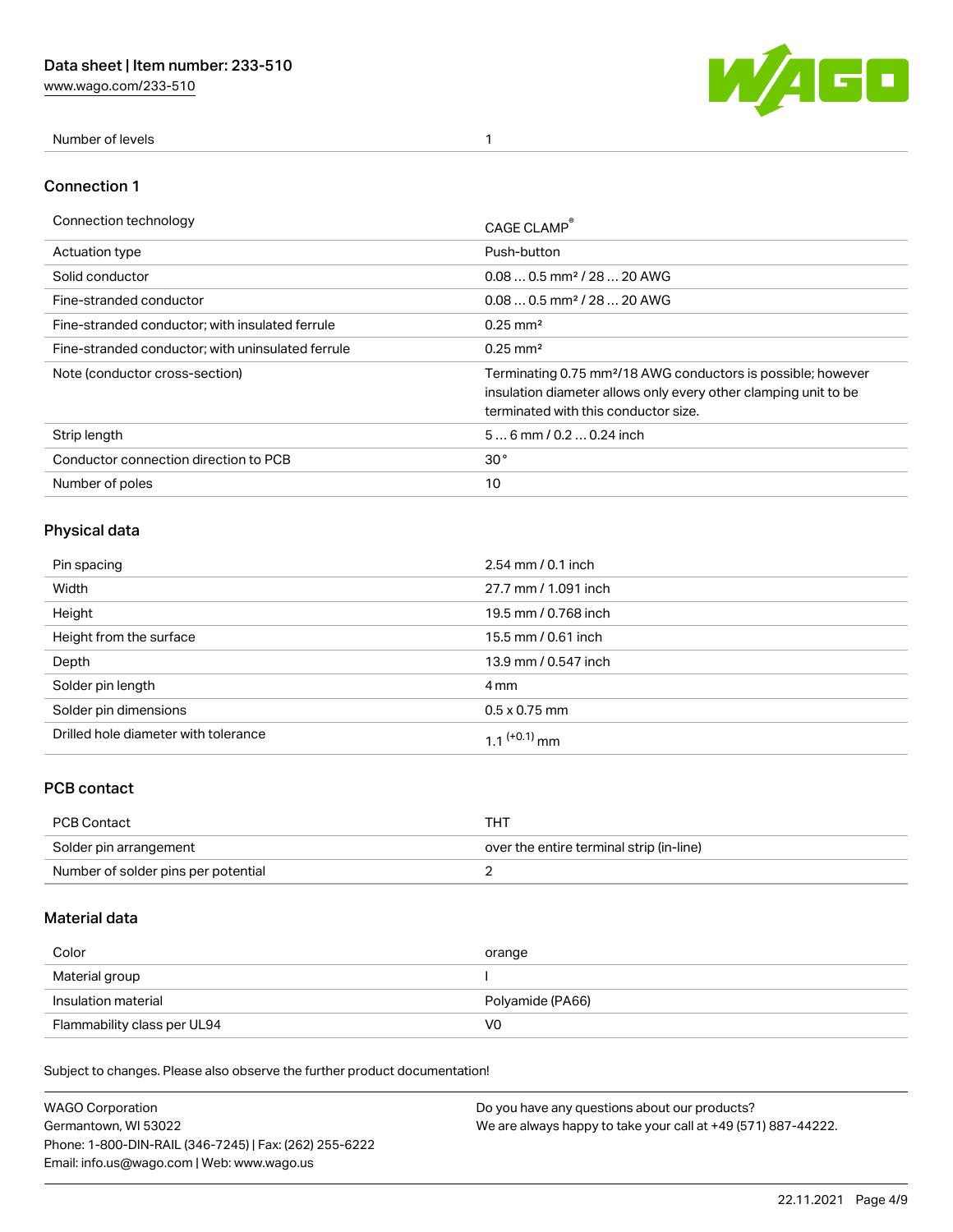| Number of levels | 1 |
| --- | --- |

## Connection 1

| Connection technology | CAGE CLAMP® |
| --- | --- |
| Actuation type | Push-button |
| Solid conductor | 0.08 … 0.5 mm² / 28 … 20 AWG |
| Fine-stranded conductor | 0.08 … 0.5 mm² / 28 … 20 AWG |
| Fine-stranded conductor; with insulated ferrule | 0.25 mm² |
| Fine-stranded conductor; with uninsulated ferrule | 0.25 mm² |
| Note (conductor cross-section) | Terminating 0.75 mm²/18 AWG conductors is possible; however insulation diameter allows only every other clamping unit to be terminated with this conductor size. |
| Strip length | 5 … 6 mm / 0.2 … 0.24 inch |
| Conductor connection direction to PCB | 30 ° |
| Number of poles | 10 |

## Physical data

| Pin spacing | 2.54 mm / 0.1 inch |
| --- | --- |
| Width | 27.7 mm / 1.091 inch |
| Height | 19.5 mm / 0.768 inch |
| Height from the surface | 15.5 mm / 0.61 inch |
| Depth | 13.9 mm / 0.547 inch |
| Solder pin length | 4 mm |
| Solder pin dimensions | 0.5 x 0.75 mm |
| Drilled hole diameter with tolerance | $1.1^{(+0.1)}$ mm |

## PCB contact

| PCB Contact | THT |
| --- | --- |
| Solder pin arrangement | over the entire terminal strip (in-line) |
| Number of solder pins per potential | 2 |

## Material data

| Color | orange |
| --- | --- |
| Material group | I |
| Insulation material | Polyamide (PA66) |
| Flammability class per UL94 | V0 |

Subject to changes. Please also observe the further product documentation!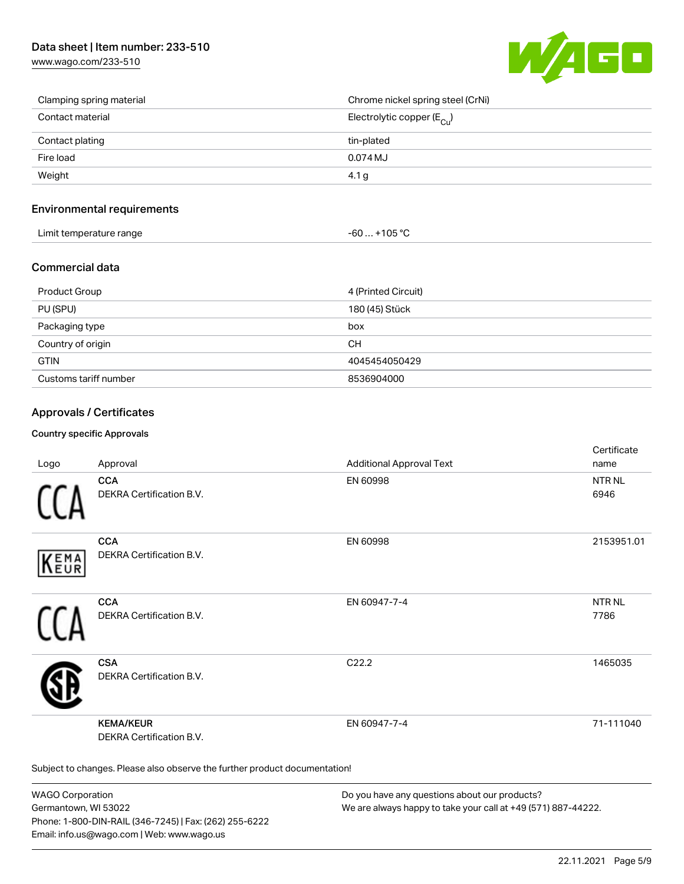| | |
|---|---|
| Clamping spring material | Chrome nickel spring steel (CrNi) |
| Contact material | Electrolytic copper ($E_{Cu}$) |
| Contact plating | tin-plated |
| Fire load | 0.074 MJ |
| Weight | 4.1 g |

## Environmental requirements

| | |
|---|---|
| Limit temperature range | -60 … +105 °C |

## Commercial data

| | |
|---|---|
| Product Group | 4 (Printed Circuit) |
| PU (SPU) | 180 (45) Stück |
| Packaging type | box |
| Country of origin | CH |
| GTIN | 4045454050429 |
| Customs tariff number | 8536904000 |

## Approvals / Certificates

### Country specific Approvals

| Logo | Approval | Additional Approval Text | Certificate name |
|---|---|---|---|
| | **CCA**<br>DEKRA Certification B.V. | EN 60998 | NTR NL 6946 |
| | **CCA**<br>DEKRA Certification B.V. | EN 60998 | 2153951.01 |
| | **CCA**<br>DEKRA Certification B.V. | EN 60947-7-4 | NTR NL 7786 |
| | **CSA**<br>DEKRA Certification B.V. | C22.2 | 1465035 |
| | **KEMA/KEUR**<br>DEKRA Certification B.V. | EN 60947-7-4 | 71-111040 |

Subject to changes. Please also observe the further product documentation!

WAGO Corporation
Germantown, WI 53022
Phone: 1-800-DIN-RAIL (346-7245) | Fax: (262) 255-6222
Email: info.us@wago.com | Web: www.wago.us

Do you have any questions about our products?
We are always happy to take your call at +49 (571) 887-44222.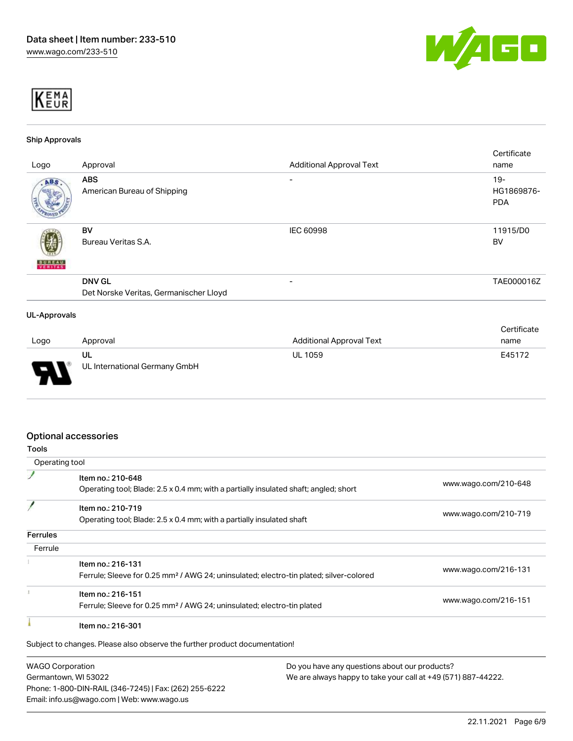## Ship Approvals

| Logo | Approval | Additional Approval Text | Certificate name |
|---|---|---|---|
| | **ABS**<br>American Bureau of Shipping | - | 19-HG1869876-PDA |
| | **BV**<br>Bureau Veritas S.A. | IEC 60998 | 11915/D0 BV |
| | **DNV GL**<br>Det Norske Veritas, Germanischer Lloyd | - | TAE000016Z |

## UL-Approvals

| Logo | Approval | Additional Approval Text | Certificate name |
|---|---|---|---|
| | **UL**<br>UL International Germany GmbH | UL 1059 | E45172 |

## Optional accessories

### Tools

Operating tool

| | | |
|---|---|---|
| | Item no.: 210-648<br>Operating tool; Blade: 2.5 x 0.4 mm; with a partially insulated shaft; angled; short | www.wago.com/210-648 |
| | Item no.: 210-719<br>Operating tool; Blade: 2.5 x 0.4 mm; with a partially insulated shaft | www.wago.com/210-719 |

### Ferrules

Ferrule

| | | |
|---|---|---|
| | Item no.: 216-131<br>Ferrule; Sleeve for 0.25 mm² / AWG 24; uninsulated; electro-tin plated; silver-colored | www.wago.com/216-131 |
| | Item no.: 216-151<br>Ferrule; Sleeve for 0.25 mm² / AWG 24; uninsulated; electro-tin plated | www.wago.com/216-151 |
| | Item no.: 216-301 | |

Subject to changes. Please also observe the further product documentation!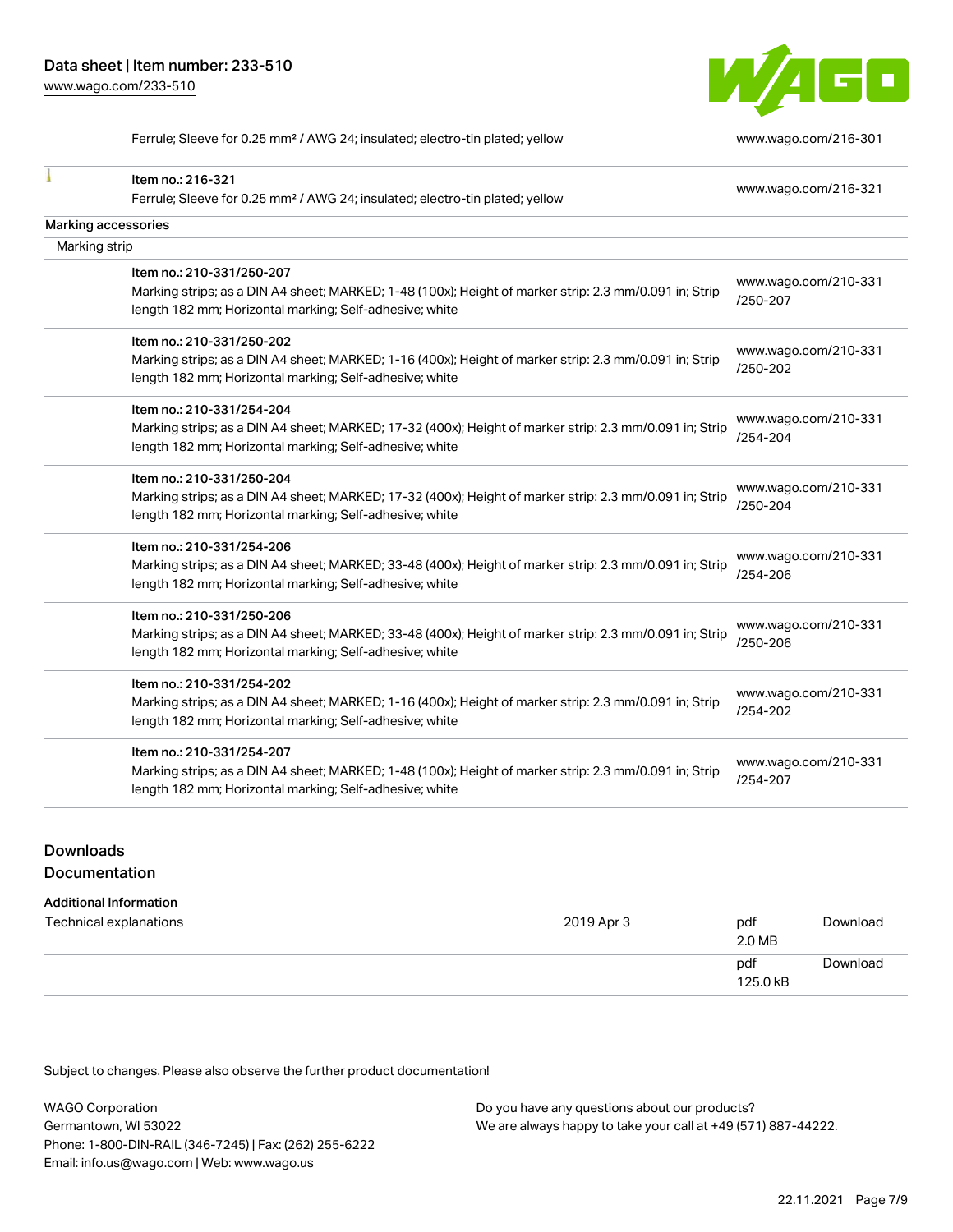| | |
|---|---|
| Ferrule; Sleeve for 0.25 mm² / AWG 24; insulated; electro-tin plated; yellow | www.wago.com/216-301 |
| Item no.: 216-321<br>Ferrule; Sleeve for 0.25 mm² / AWG 24; insulated; electro-tin plated; yellow | www.wago.com/216-321 |

Marking accessories

Marking strip

| | |
|---|---|
| Item no.: 210-331/250-207<br>Marking strips; as a DIN A4 sheet; MARKED; 1-48 (100x); Height of marker strip: 2.3 mm/0.091 in; Strip length 182 mm; Horizontal marking; Self-adhesive; white | www.wago.com/210-331/250-207 |
| Item no.: 210-331/250-202<br>Marking strips; as a DIN A4 sheet; MARKED; 1-16 (400x); Height of marker strip: 2.3 mm/0.091 in; Strip length 182 mm; Horizontal marking; Self-adhesive; white | www.wago.com/210-331/250-202 |
| Item no.: 210-331/254-204<br>Marking strips; as a DIN A4 sheet; MARKED; 17-32 (400x); Height of marker strip: 2.3 mm/0.091 in; Strip length 182 mm; Horizontal marking; Self-adhesive; white | www.wago.com/210-331/254-204 |
| Item no.: 210-331/250-204<br>Marking strips; as a DIN A4 sheet; MARKED; 17-32 (400x); Height of marker strip: 2.3 mm/0.091 in; Strip length 182 mm; Horizontal marking; Self-adhesive; white | www.wago.com/210-331/250-204 |
| Item no.: 210-331/254-206<br>Marking strips; as a DIN A4 sheet; MARKED; 33-48 (400x); Height of marker strip: 2.3 mm/0.091 in; Strip length 182 mm; Horizontal marking; Self-adhesive; white | www.wago.com/210-331/254-206 |
| Item no.: 210-331/250-206<br>Marking strips; as a DIN A4 sheet; MARKED; 33-48 (400x); Height of marker strip: 2.3 mm/0.091 in; Strip length 182 mm; Horizontal marking; Self-adhesive; white | www.wago.com/210-331/250-206 |
| Item no.: 210-331/254-202<br>Marking strips; as a DIN A4 sheet; MARKED; 1-16 (400x); Height of marker strip: 2.3 mm/0.091 in; Strip length 182 mm; Horizontal marking; Self-adhesive; white | www.wago.com/210-331/254-202 |
| Item no.: 210-331/254-207<br>Marking strips; as a DIN A4 sheet; MARKED; 1-48 (100x); Height of marker strip: 2.3 mm/0.091 in; Strip length 182 mm; Horizontal marking; Self-adhesive; white | www.wago.com/210-331/254-207 |

## Downloads

## Documentation

Additional Information

| | | | |
|---|---|---|---|
| Technical explanations | 2019 Apr 3 | pdf<br>2.0 MB | Download |
| | | pdf<br>125.0 kB | Download |

Subject to changes. Please also observe the further product documentation!

WAGO Corporation
Germantown, WI 53022
Phone: 1-800-DIN-RAIL (346-7245) | Fax: (262) 255-6222
Email: info.us@wago.com | Web: www.wago.us

Do you have any questions about our products?
We are always happy to take your call at +49 (571) 887-44222.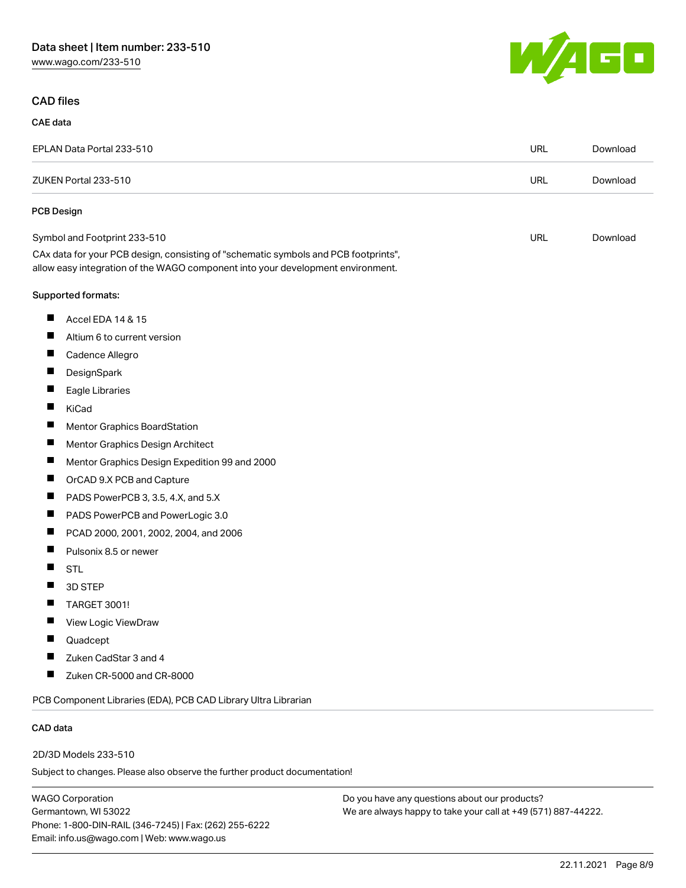## CAD files

### CAE data

| | | |
|---|---|---|
| EPLAN Data Portal 233-510 | URL | Download |
| ZUKEN Portal 233-510 | URL | Download |

### PCB Design

| | | |
|---|---|---|
| Symbol and Footprint 233-510 | URL | Download |

CAx data for your PCB design, consisting of "schematic symbols and PCB footprints", allow easy integration of the WAGO component into your development environment.

**Supported formats:**

- Accel EDA 14 & 15
- Altium 6 to current version
- Cadence Allegro
- DesignSpark
- Eagle Libraries
- KiCad
- Mentor Graphics BoardStation
- Mentor Graphics Design Architect
- Mentor Graphics Design Expedition 99 and 2000
- OrCAD 9.X PCB and Capture
- PADS PowerPCB 3, 3.5, 4.X, and 5.X
- PADS PowerPCB and PowerLogic 3.0
- PCAD 2000, 2001, 2002, 2004, and 2006
- Pulsonix 8.5 or newer
- STL
- 3D STEP
- TARGET 3001!
- View Logic ViewDraw
- Quadcept
- Zuken CadStar 3 and 4
- Zuken CR-5000 and CR-8000

PCB Component Libraries (EDA), PCB CAD Library Ultra Librarian

### CAD data

2D/3D Models 233-510

Subject to changes. Please also observe the further product documentation!

WAGO Corporation
Germantown, WI 53022
Phone: 1-800-DIN-RAIL (346-7245) | Fax: (262) 255-6222
Email: info.us@wago.com | Web: www.wago.us

Do you have any questions about our products?
We are always happy to take your call at +49 (571) 887-44222.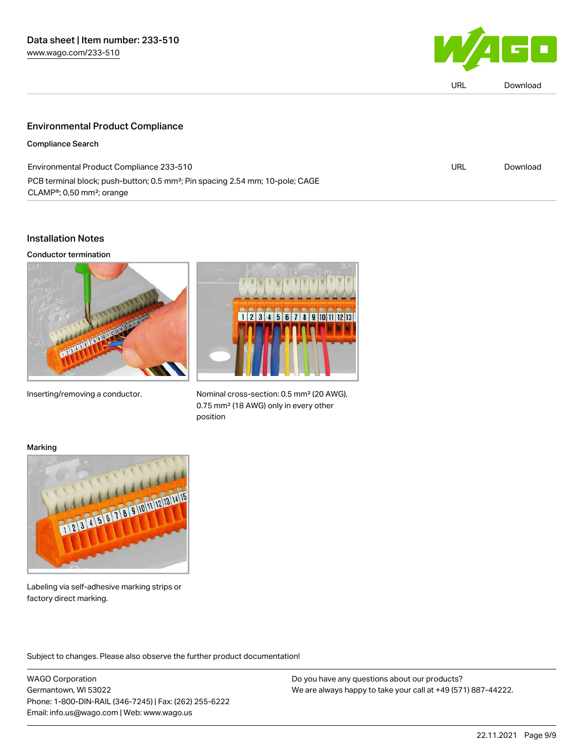| | | |
|---|---|---|
| | URL | Download |

## Environmental Product Compliance

### Compliance Search

| | | |
|---|---|---|
| Environmental Product Compliance 233-510 | URL | Download |
| PCB terminal block; push-button; 0.5 mm²; Pin spacing 2.54 mm; 10-pole; CAGE CLAMP®; 0,50 mm²; orange | | |

## Installation Notes

### Conductor termination

Inserting/removing a conductor.

Nominal cross-section: 0.5 mm² (20 AWG), 0.75 mm² (18 AWG) only in every other position

### Marking

Labeling via self-adhesive marking strips or factory direct marking.

Subject to changes. Please also observe the further product documentation!

WAGO Corporation
Germantown, WI 53022
Phone: 1-800-DIN-RAIL (346-7245) | Fax: (262) 255-6222
Email: info.us@wago.com | Web: www.wago.us

Do you have any questions about our products?
We are always happy to take your call at +49 (571) 887-44222.